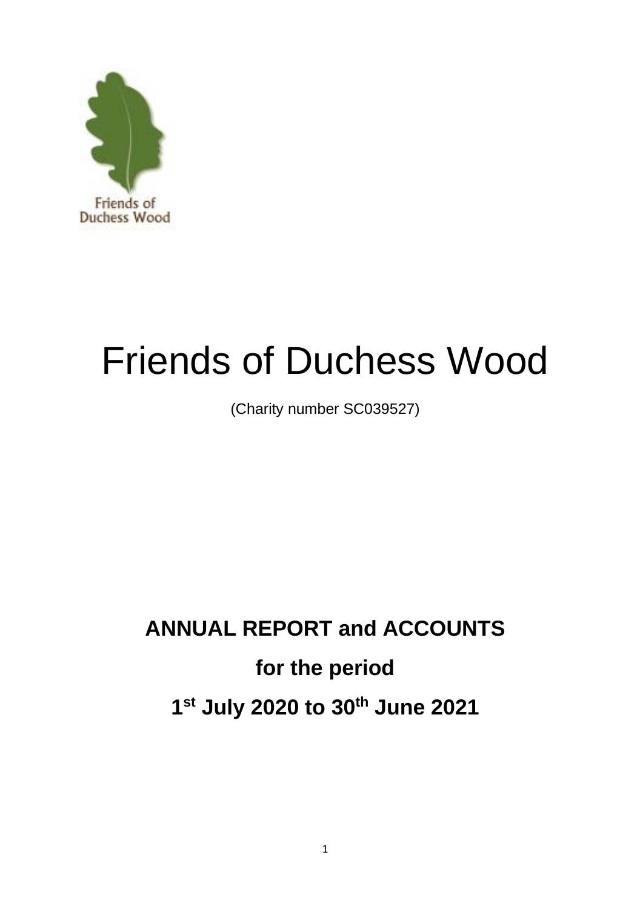Friends of Duchess Wood

# Friends of Duchess Wood

(Charity number SC039527)

## ANNUAL REPORT and ACCOUNTS

## for the period

## 1st July 2020 to 30th June 2021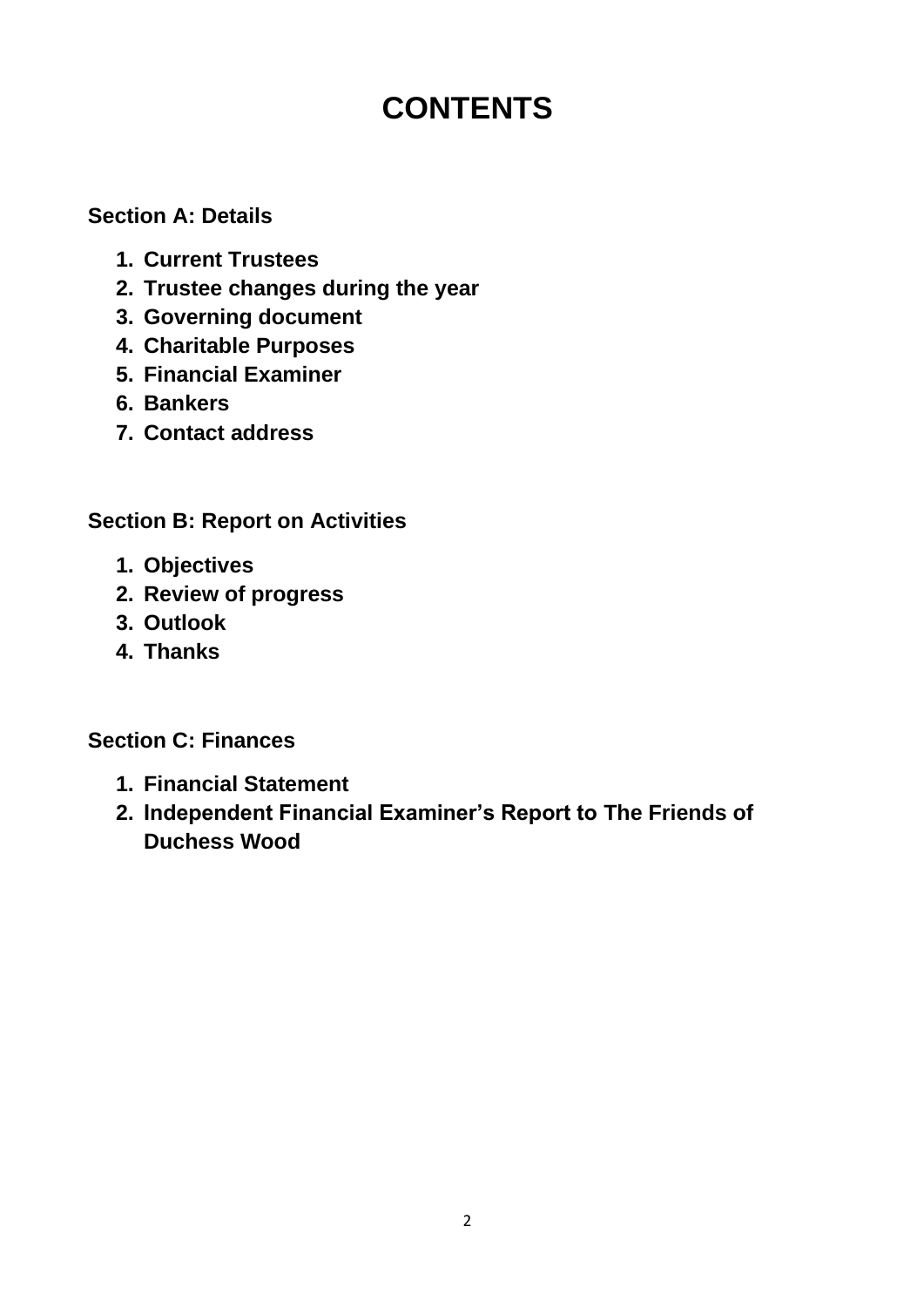# CONTENTS

**Section A: Details**

1. **Current Trustees**
2. **Trustee changes during the year**
3. **Governing document**
4. **Charitable Purposes**
5. **Financial Examiner**
6. **Bankers**
7. **Contact address**

**Section B: Report on Activities**

1. **Objectives**
2. **Review of progress**
3. **Outlook**
4. **Thanks**

**Section C: Finances**

1. **Financial Statement**
2. **Independent Financial Examiner's Report to The Friends of Duchess Wood**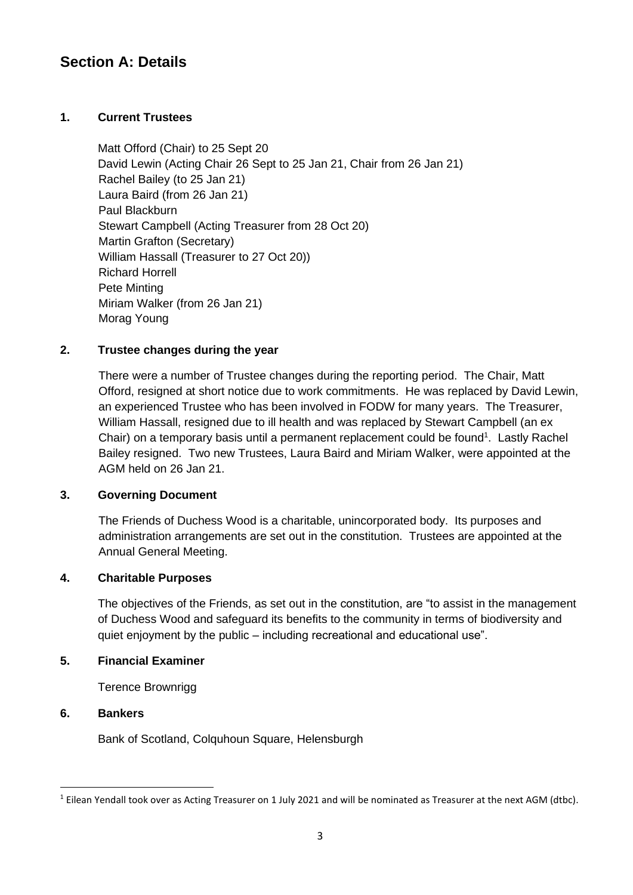# Section A: Details

## 1. Current Trustees

Matt Offord (Chair) to 25 Sept 20
David Lewin (Acting Chair 26 Sept to 25 Jan 21, Chair from 26 Jan 21)
Rachel Bailey (to 25 Jan 21)
Laura Baird (from 26 Jan 21)
Paul Blackburn
Stewart Campbell (Acting Treasurer from 28 Oct 20)
Martin Grafton (Secretary)
William Hassall (Treasurer to 27 Oct 20))
Richard Horrell
Pete Minting
Miriam Walker (from 26 Jan 21)
Morag Young

## 2. Trustee changes during the year

There were a number of Trustee changes during the reporting period. The Chair, Matt Offord, resigned at short notice due to work commitments. He was replaced by David Lewin, an experienced Trustee who has been involved in FODW for many years. The Treasurer, William Hassall, resigned due to ill health and was replaced by Stewart Campbell (an ex Chair) on a temporary basis until a permanent replacement could be found[1]. Lastly Rachel Bailey resigned. Two new Trustees, Laura Baird and Miriam Walker, were appointed at the AGM held on 26 Jan 21.

## 3. Governing Document

The Friends of Duchess Wood is a charitable, unincorporated body. Its purposes and administration arrangements are set out in the constitution. Trustees are appointed at the Annual General Meeting.

## 4. Charitable Purposes

The objectives of the Friends, as set out in the constitution, are "to assist in the management of Duchess Wood and safeguard its benefits to the community in terms of biodiversity and quiet enjoyment by the public – including recreational and educational use".

## 5. Financial Examiner

Terence Brownrigg

## 6. Bankers

Bank of Scotland, Colquhoun Square, Helensburgh

---

[1] Eilean Yendall took over as Acting Treasurer on 1 July 2021 and will be nominated as Treasurer at the next AGM (dtbc).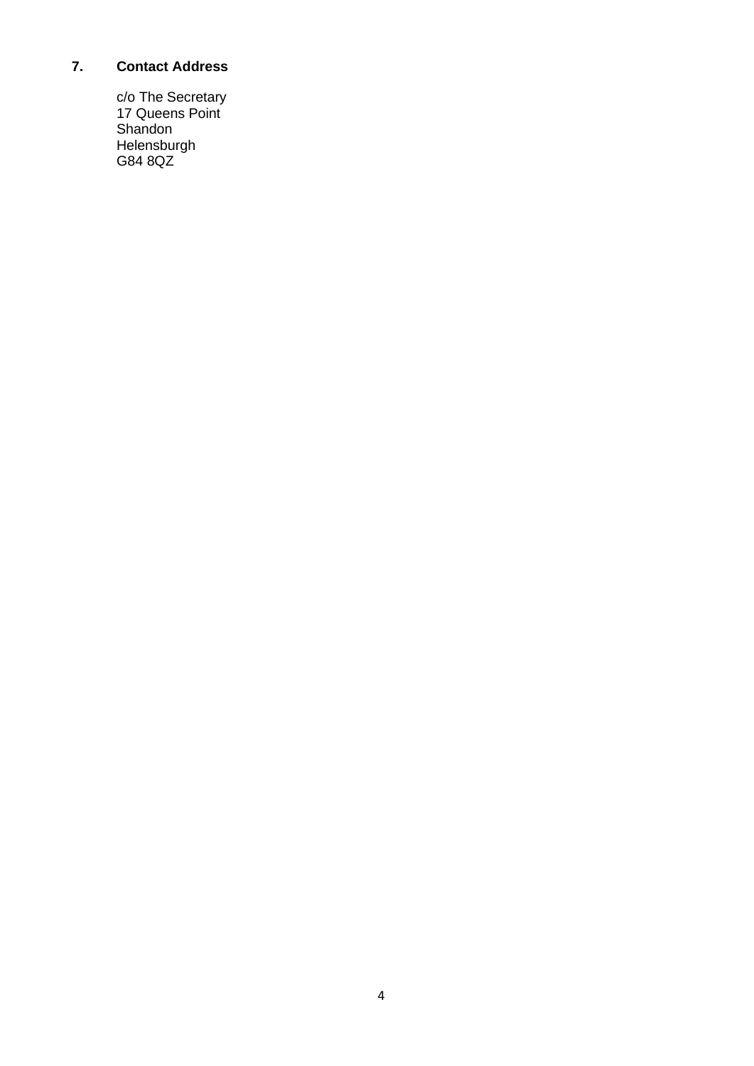## 7. Contact Address

c/o The Secretary
17 Queens Point
Shandon
Helensburgh
G84 8QZ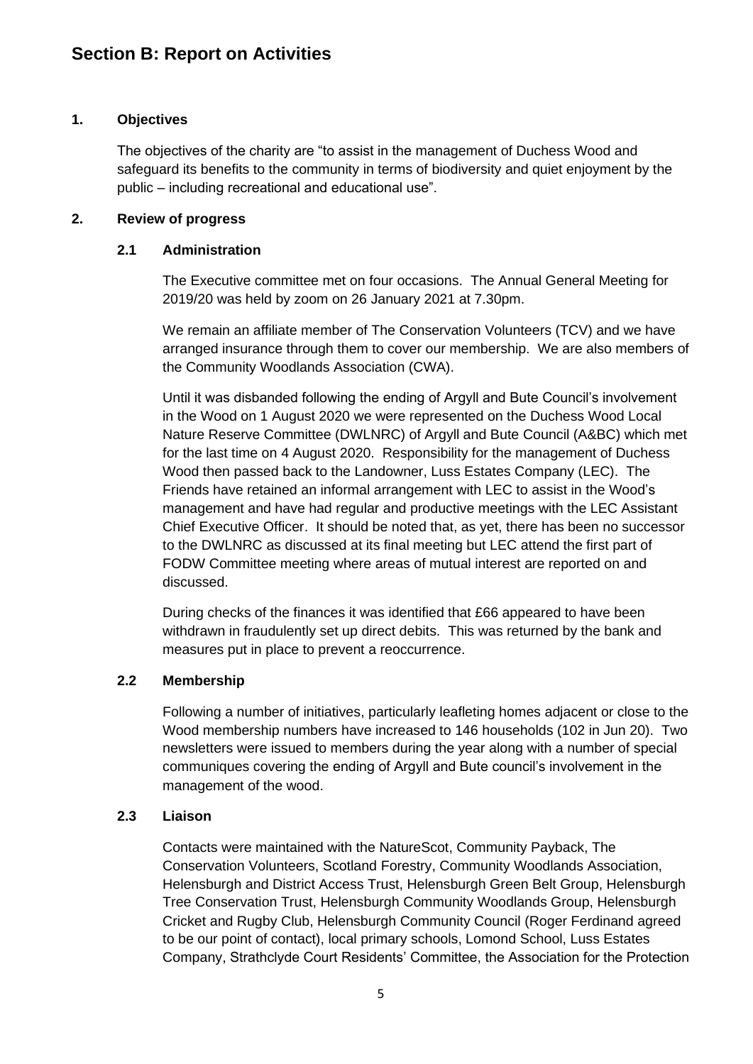# Section B: Report on Activities

## 1. Objectives

The objectives of the charity are "to assist in the management of Duchess Wood and safeguard its benefits to the community in terms of biodiversity and quiet enjoyment by the public – including recreational and educational use".

## 2. Review of progress

### 2.1 Administration

The Executive committee met on four occasions. The Annual General Meeting for 2019/20 was held by zoom on 26 January 2021 at 7.30pm.

We remain an affiliate member of The Conservation Volunteers (TCV) and we have arranged insurance through them to cover our membership. We are also members of the Community Woodlands Association (CWA).

Until it was disbanded following the ending of Argyll and Bute Council's involvement in the Wood on 1 August 2020 we were represented on the Duchess Wood Local Nature Reserve Committee (DWLNRC) of Argyll and Bute Council (A&BC) which met for the last time on 4 August 2020. Responsibility for the management of Duchess Wood then passed back to the Landowner, Luss Estates Company (LEC). The Friends have retained an informal arrangement with LEC to assist in the Wood's management and have had regular and productive meetings with the LEC Assistant Chief Executive Officer. It should be noted that, as yet, there has been no successor to the DWLNRC as discussed at its final meeting but LEC attend the first part of FODW Committee meeting where areas of mutual interest are reported on and discussed.

During checks of the finances it was identified that £66 appeared to have been withdrawn in fraudulently set up direct debits. This was returned by the bank and measures put in place to prevent a reoccurrence.

### 2.2 Membership

Following a number of initiatives, particularly leafleting homes adjacent or close to the Wood membership numbers have increased to 146 households (102 in Jun 20). Two newsletters were issued to members during the year along with a number of special communiques covering the ending of Argyll and Bute council's involvement in the management of the wood.

### 2.3 Liaison

Contacts were maintained with the NatureScot, Community Payback, The Conservation Volunteers, Scotland Forestry, Community Woodlands Association, Helensburgh and District Access Trust, Helensburgh Green Belt Group, Helensburgh Tree Conservation Trust, Helensburgh Community Woodlands Group, Helensburgh Cricket and Rugby Club, Helensburgh Community Council (Roger Ferdinand agreed to be our point of contact), local primary schools, Lomond School, Luss Estates Company, Strathclyde Court Residents' Committee, the Association for the Protection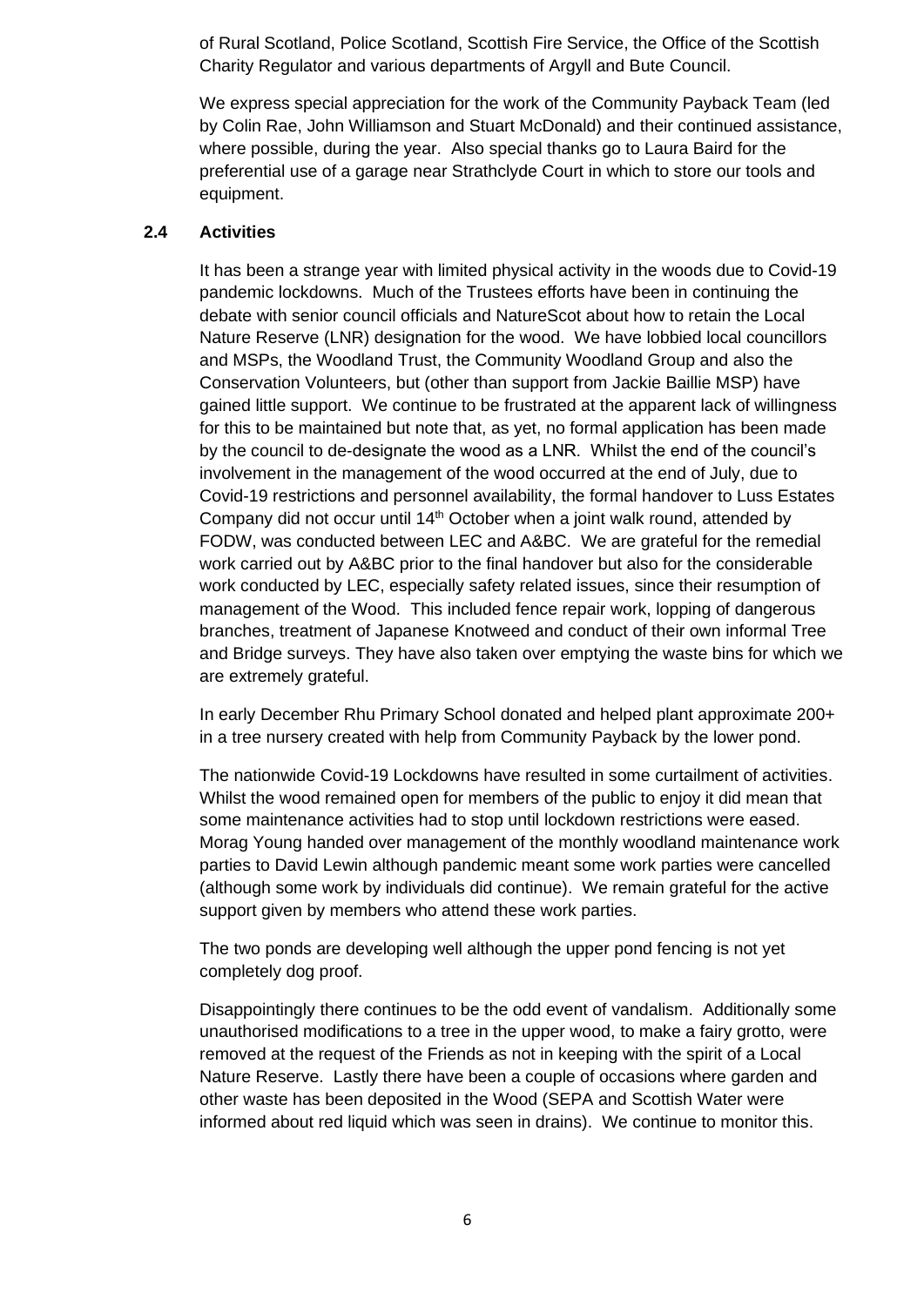of Rural Scotland, Police Scotland, Scottish Fire Service, the Office of the Scottish Charity Regulator and various departments of Argyll and Bute Council.

We express special appreciation for the work of the Community Payback Team (led by Colin Rae, John Williamson and Stuart McDonald) and their continued assistance, where possible, during the year. Also special thanks go to Laura Baird for the preferential use of a garage near Strathclyde Court in which to store our tools and equipment.

## 2.4 Activities

It has been a strange year with limited physical activity in the woods due to Covid-19 pandemic lockdowns. Much of the Trustees efforts have been in continuing the debate with senior council officials and NatureScot about how to retain the Local Nature Reserve (LNR) designation for the wood. We have lobbied local councillors and MSPs, the Woodland Trust, the Community Woodland Group and also the Conservation Volunteers, but (other than support from Jackie Baillie MSP) have gained little support. We continue to be frustrated at the apparent lack of willingness for this to be maintained but note that, as yet, no formal application has been made by the council to de-designate the wood as a LNR. Whilst the end of the council's involvement in the management of the wood occurred at the end of July, due to Covid-19 restrictions and personnel availability, the formal handover to Luss Estates Company did not occur until 14th October when a joint walk round, attended by FODW, was conducted between LEC and A&BC. We are grateful for the remedial work carried out by A&BC prior to the final handover but also for the considerable work conducted by LEC, especially safety related issues, since their resumption of management of the Wood. This included fence repair work, lopping of dangerous branches, treatment of Japanese Knotweed and conduct of their own informal Tree and Bridge surveys. They have also taken over emptying the waste bins for which we are extremely grateful.

In early December Rhu Primary School donated and helped plant approximate 200+ in a tree nursery created with help from Community Payback by the lower pond.

The nationwide Covid-19 Lockdowns have resulted in some curtailment of activities. Whilst the wood remained open for members of the public to enjoy it did mean that some maintenance activities had to stop until lockdown restrictions were eased. Morag Young handed over management of the monthly woodland maintenance work parties to David Lewin although pandemic meant some work parties were cancelled (although some work by individuals did continue). We remain grateful for the active support given by members who attend these work parties.

The two ponds are developing well although the upper pond fencing is not yet completely dog proof.

Disappointingly there continues to be the odd event of vandalism. Additionally some unauthorised modifications to a tree in the upper wood, to make a fairy grotto, were removed at the request of the Friends as not in keeping with the spirit of a Local Nature Reserve. Lastly there have been a couple of occasions where garden and other waste has been deposited in the Wood (SEPA and Scottish Water were informed about red liquid which was seen in drains). We continue to monitor this.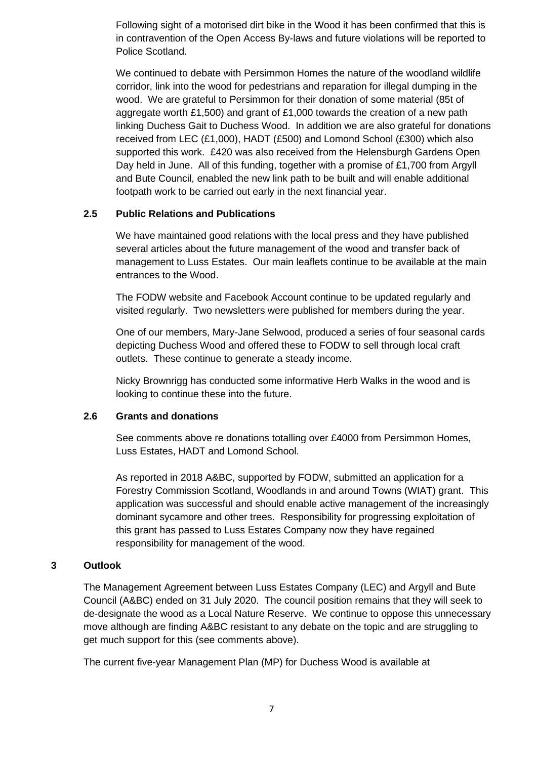Following sight of a motorised dirt bike in the Wood it has been confirmed that this is in contravention of the Open Access By-laws and future violations will be reported to Police Scotland.

We continued to debate with Persimmon Homes the nature of the woodland wildlife corridor, link into the wood for pedestrians and reparation for illegal dumping in the wood. We are grateful to Persimmon for their donation of some material (85t of aggregate worth £1,500) and grant of £1,000 towards the creation of a new path linking Duchess Gait to Duchess Wood. In addition we are also grateful for donations received from LEC (£1,000), HADT (£500) and Lomond School (£300) which also supported this work. £420 was also received from the Helensburgh Gardens Open Day held in June. All of this funding, together with a promise of £1,700 from Argyll and Bute Council, enabled the new link path to be built and will enable additional footpath work to be carried out early in the next financial year.

### 2.5 Public Relations and Publications

We have maintained good relations with the local press and they have published several articles about the future management of the wood and transfer back of management to Luss Estates. Our main leaflets continue to be available at the main entrances to the Wood.

The FODW website and Facebook Account continue to be updated regularly and visited regularly. Two newsletters were published for members during the year.

One of our members, Mary-Jane Selwood, produced a series of four seasonal cards depicting Duchess Wood and offered these to FODW to sell through local craft outlets. These continue to generate a steady income.

Nicky Brownrigg has conducted some informative Herb Walks in the wood and is looking to continue these into the future.

### 2.6 Grants and donations

See comments above re donations totalling over £4000 from Persimmon Homes, Luss Estates, HADT and Lomond School.

As reported in 2018 A&BC, supported by FODW, submitted an application for a Forestry Commission Scotland, Woodlands in and around Towns (WIAT) grant. This application was successful and should enable active management of the increasingly dominant sycamore and other trees. Responsibility for progressing exploitation of this grant has passed to Luss Estates Company now they have regained responsibility for management of the wood.

## 3 Outlook

The Management Agreement between Luss Estates Company (LEC) and Argyll and Bute Council (A&BC) ended on 31 July 2020. The council position remains that they will seek to de-designate the wood as a Local Nature Reserve. We continue to oppose this unnecessary move although are finding A&BC resistant to any debate on the topic and are struggling to get much support for this (see comments above).

The current five-year Management Plan (MP) for Duchess Wood is available at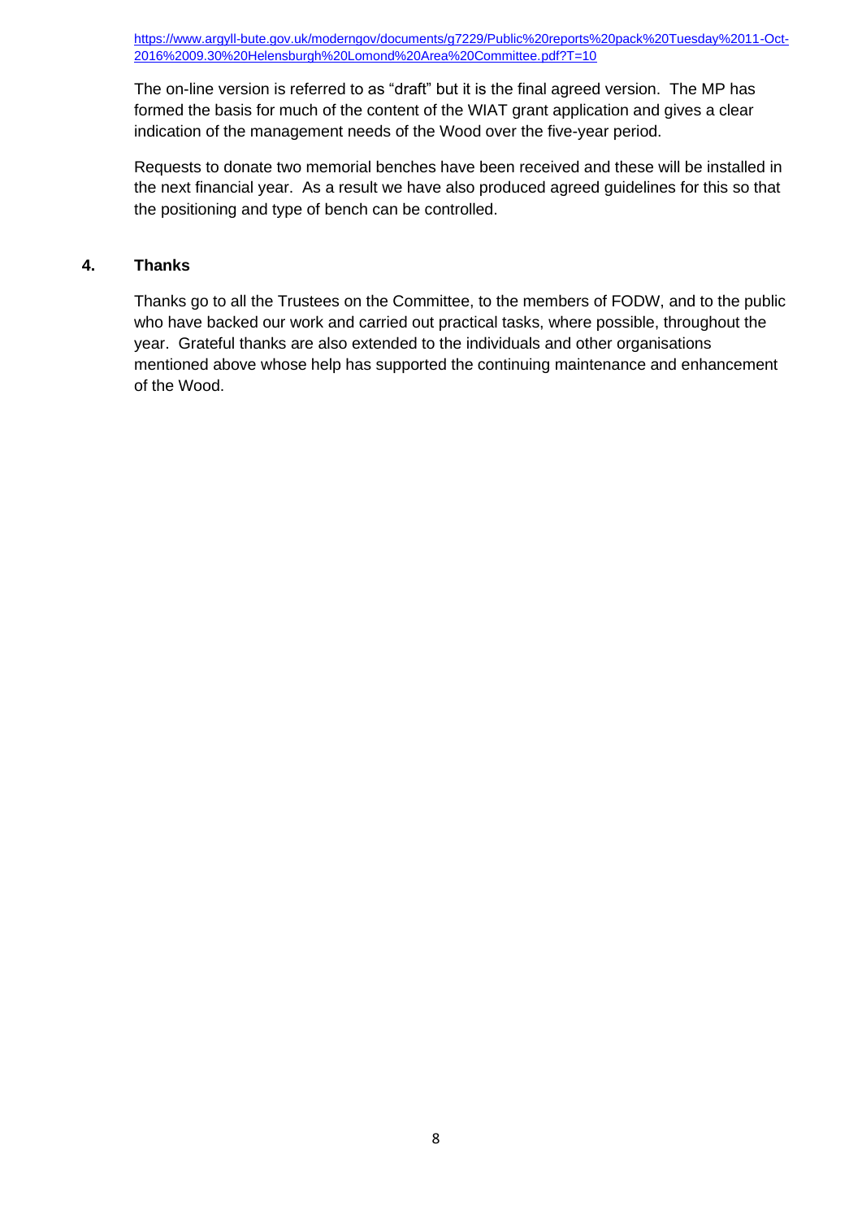https://www.argyll-bute.gov.uk/moderngov/documents/g7229/Public%20reports%20pack%20Tuesday%2011-Oct-2016%2009.30%20Helensburgh%20Lomond%20Area%20Committee.pdf?T=10

The on-line version is referred to as "draft" but it is the final agreed version. The MP has formed the basis for much of the content of the WIAT grant application and gives a clear indication of the management needs of the Wood over the five-year period.

Requests to donate two memorial benches have been received and these will be installed in the next financial year. As a result we have also produced agreed guidelines for this so that the positioning and type of bench can be controlled.

## 4. Thanks

Thanks go to all the Trustees on the Committee, to the members of FODW, and to the public who have backed our work and carried out practical tasks, where possible, throughout the year. Grateful thanks are also extended to the individuals and other organisations mentioned above whose help has supported the continuing maintenance and enhancement of the Wood.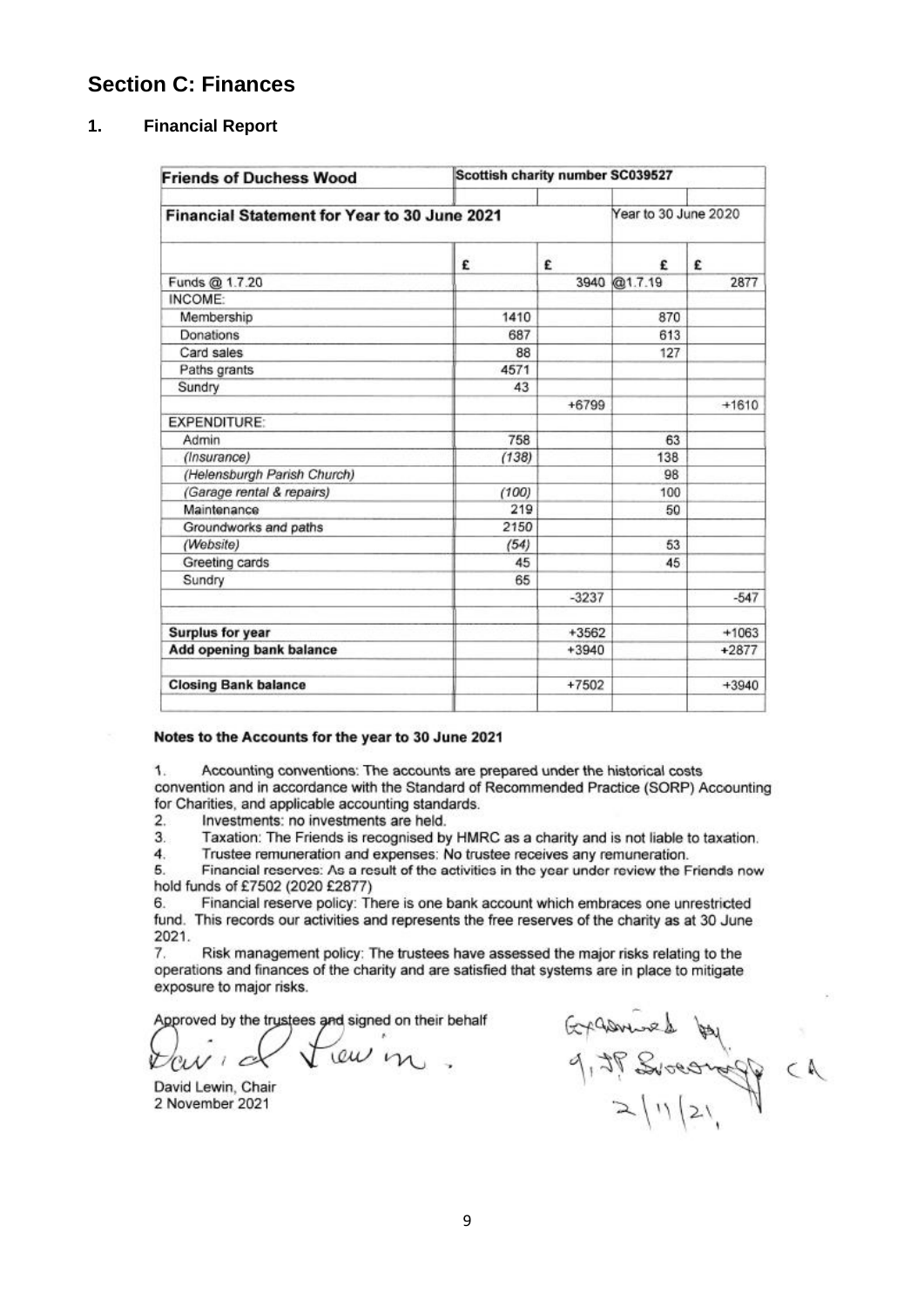## Section C: Finances

### 1. Financial Report

| Friends of Duchess Wood | Scottish charity number SC039527 | | | |
|---|---|---|---|---|
| **Financial Statement for Year to 30 June 2021** | | | Year to 30 June 2020 | |
| | £ | £ | £ | £ |
| Funds @ 1.7.20 | | 3940 | @1.7.19 | 2877 |
| INCOME: | | | | |
| Membership | 1410 | | 870 | |
| Donations | 687 | | 613 | |
| Card sales | 88 | | 127 | |
| Paths grants | 4571 | | | |
| Sundry | 43 | | | |
| | | +6799 | | +1610 |
| EXPENDITURE: | | | | |
| Admin | 758 | | 63 | |
| *(Insurance)* | *(138)* | | 138 | |
| *(Helensburgh Parish Church)* | | | 98 | |
| *(Garage rental & repairs)* | *(100)* | | 100 | |
| Maintenance | 219 | | 50 | |
| Groundworks and paths | 2150 | | | |
| *(Website)* | *(54)* | | 53 | |
| Greeting cards | 45 | | 45 | |
| Sundry | 65 | | | |
| | | -3237 | | -547 |
| **Surplus for year** | | +3562 | | +1063 |
| **Add opening bank balance** | | +3940 | | +2877 |
| **Closing Bank balance** | | +7502 | | +3940 |

**Notes to the Accounts for the year to 30 June 2021**

1. Accounting conventions: The accounts are prepared under the historical costs convention and in accordance with the Standard of Recommended Practice (SORP) Accounting for Charities, and applicable accounting standards.
2. Investments: no investments are held.
3. Taxation: The Friends is recognised by HMRC as a charity and is not liable to taxation.
4. Trustee remuneration and expenses: No trustee receives any remuneration.
5. Financial reserves: As a result of the activities in the year under review the Friends now hold funds of £7502 (2020 £2877)
6. Financial reserve policy: There is one bank account which embraces one unrestricted fund. This records our activities and represents the free reserves of the charity as at 30 June 2021.
7. Risk management policy: The trustees have assessed the major risks relating to the operations and finances of the charity and are satisfied that systems are in place to mitigate exposure to major risks.

Approved by the trustees and signed on their behalf

David Lewin

David Lewin, Chair
2 November 2021

Examined by
J. P. Sweeney CA
2/11/21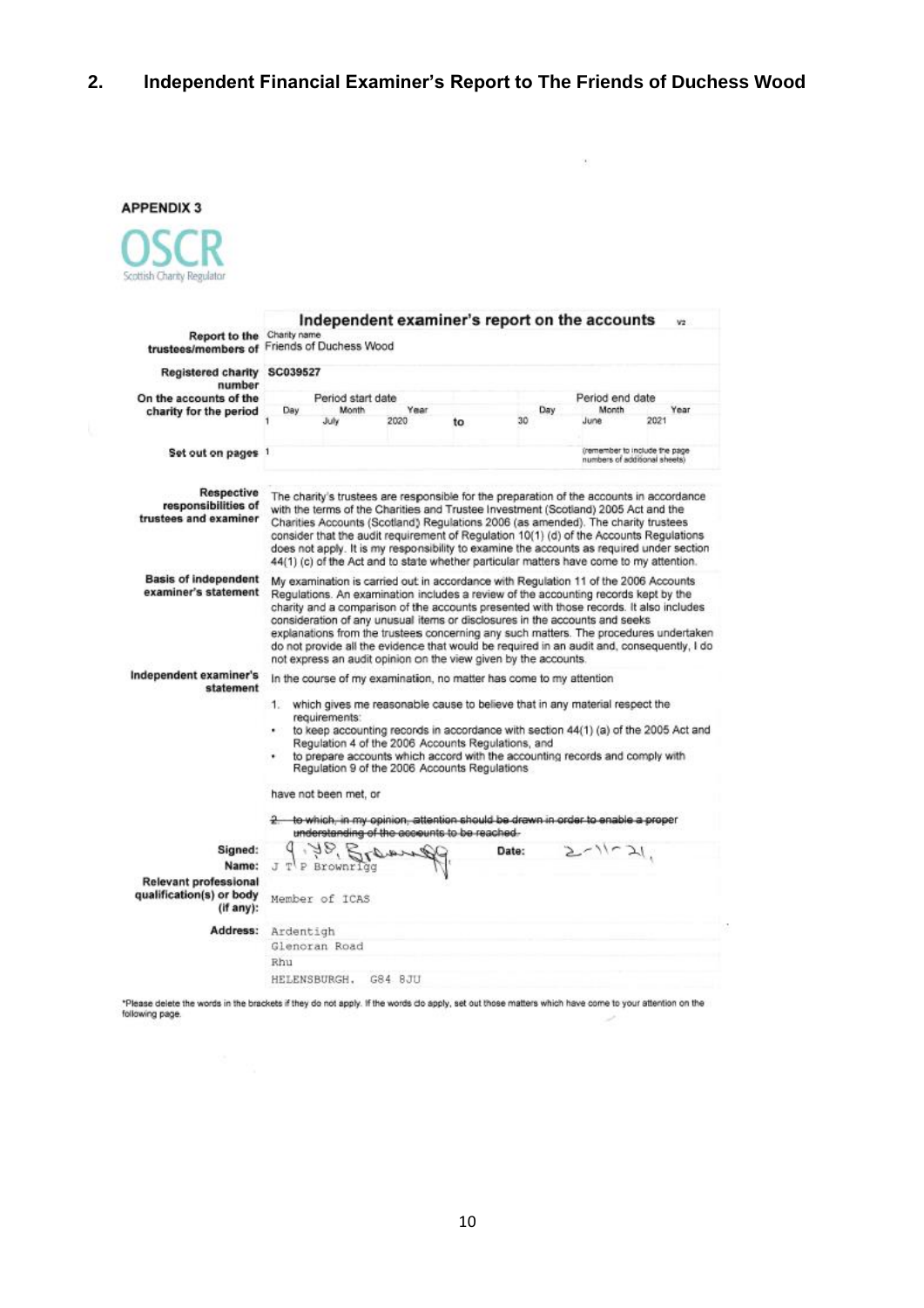## 2. Independent Financial Examiner's Report to The Friends of Duchess Wood

**APPENDIX 3**

OSCR
Scottish Charity Regulator

### Independent examiner's report on the accounts

v2

| | |
|---|---|
| **Report to the trustees/members of** | Charity name: Friends of Duchess Wood |
| **Registered charity number** | SC039527 |
| **On the accounts of the charity for the period** | Period start date: Day 1, Month July, Year 2020 to Period end date: Day 30, Month June, Year 2021 |
| **Set out on pages** | 1 (remember to include the page numbers of additional sheets) |
| **Respective responsibilities of trustees and examiner** | The charity's trustees are responsible for the preparation of the accounts in accordance with the terms of the Charities and Trustee Investment (Scotland) 2005 Act and the Charities Accounts (Scotland) Regulations 2006 (as amended). The charity trustees consider that the audit requirement of Regulation 10(1) (d) of the Accounts Regulations does not apply. It is my responsibility to examine the accounts as required under section 44(1) (c) of the Act and to state whether particular matters have come to my attention. |
| **Basis of independent examiner's statement** | My examination is carried out in accordance with Regulation 11 of the 2006 Accounts Regulations. An examination includes a review of the accounting records kept by the charity and a comparison of the accounts presented with those records. It also includes consideration of any unusual items or disclosures in the accounts and seeks explanations from the trustees concerning any such matters. The procedures undertaken do not provide all the evidence that would be required in an audit and, consequently, I do not express an audit opinion on the view given by the accounts. |
| **Independent examiner's statement** | In the course of my examination, no matter has come to my attention |

1. which gives me reasonable cause to believe that in any material respect the requirements:
   - to keep accounting records in accordance with section 44(1) (a) of the 2005 Act and Regulation 4 of the 2006 Accounts Regulations, and
   - to prepare accounts which accord with the accounting records and comply with Regulation 9 of the 2006 Accounts Regulations

have not been met, or

~~2. to which, in my opinion, attention should be drawn in order to enable a proper understanding of the accounts to be reached.~~

| | |
|---|---|
| **Signed:** | J.T.P. Brownrigg (signature) **Date:** 2-11-21 |
| **Name:** | J T P Brownrigg |
| **Relevant professional qualification(s) or body (if any):** | Member of ICAS |
| **Address:** | Ardentigh<br>Glenoran Road<br>Rhu<br>HELENSBURGH. G84 8JU |

*Please delete the words in the brackets if they do not apply. If the words do apply, set out those matters which have come to your attention on the following page.